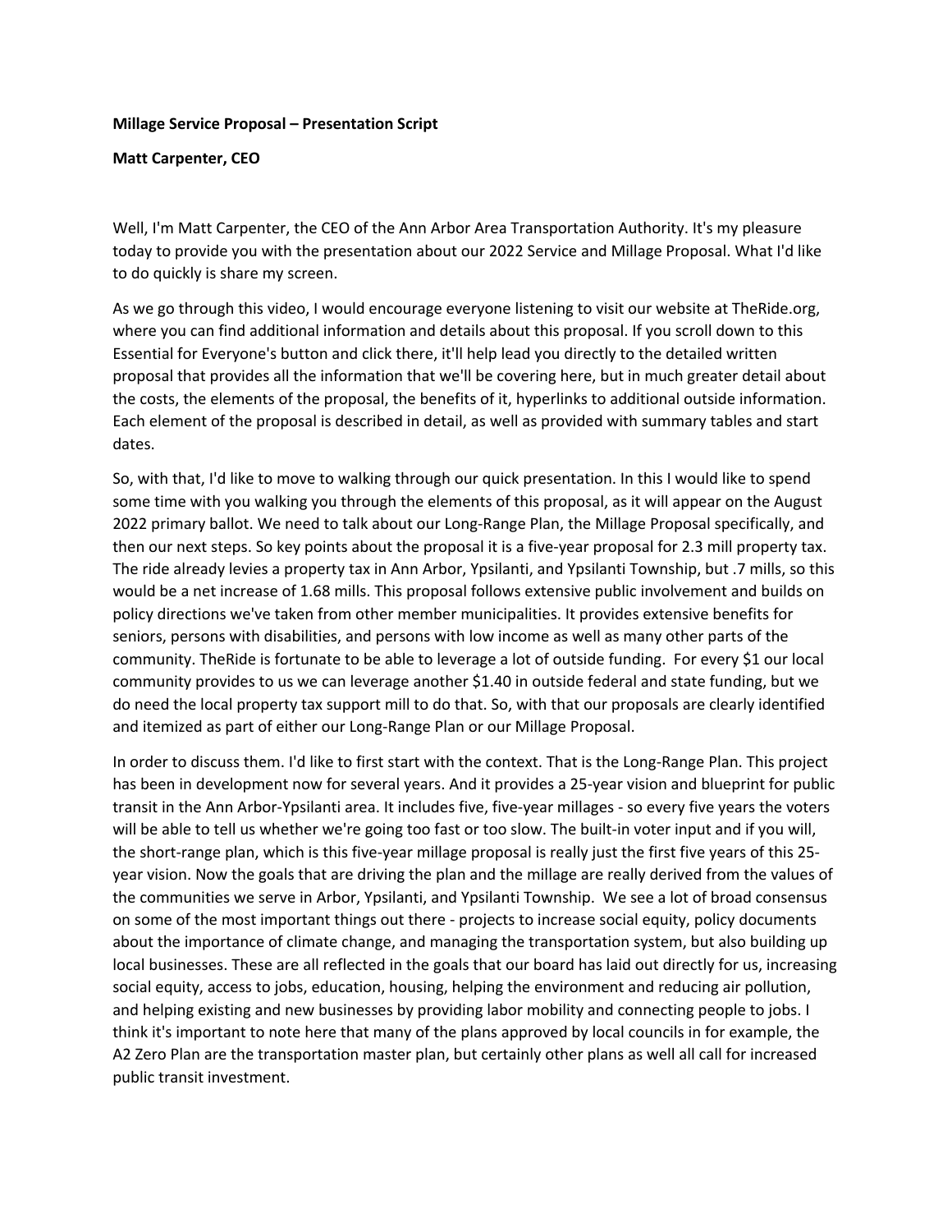**Millage Service Proposal – Presentation Script**

**Matt Carpenter, CEO**

Well, I'm Matt Carpenter, the CEO of the Ann Arbor Area Transportation Authority. It's my pleasure today to provide you with the presentation about our 2022 Service and Millage Proposal. What I'd like to do quickly is share my screen.

As we go through this video, I would encourage everyone listening to visit our website at TheRide.org, where you can find additional information and details about this proposal. If you scroll down to this Essential for Everyone's button and click there, it'll help lead you directly to the detailed written proposal that provides all the information that we'll be covering here, but in much greater detail about the costs, the elements of the proposal, the benefits of it, hyperlinks to additional outside information. Each element of the proposal is described in detail, as well as provided with summary tables and start dates.

So, with that, I'd like to move to walking through our quick presentation. In this I would like to spend some time with you walking you through the elements of this proposal, as it will appear on the August 2022 primary ballot. We need to talk about our Long-Range Plan, the Millage Proposal specifically, and then our next steps. So key points about the proposal it is a five-year proposal for 2.3 mill property tax. The ride already levies a property tax in Ann Arbor, Ypsilanti, and Ypsilanti Township, but .7 mills, so this would be a net increase of 1.68 mills. This proposal follows extensive public involvement and builds on policy directions we've taken from other member municipalities. It provides extensive benefits for seniors, persons with disabilities, and persons with low income as well as many other parts of the community. TheRide is fortunate to be able to leverage a lot of outside funding. For every $1 our local community provides to us we can leverage another $1.40 in outside federal and state funding, but we do need the local property tax support mill to do that. So, with that our proposals are clearly identified and itemized as part of either our Long-Range Plan or our Millage Proposal.

In order to discuss them. I'd like to first start with the context. That is the Long-Range Plan. This project has been in development now for several years. And it provides a 25-year vision and blueprint for public transit in the Ann Arbor-Ypsilanti area. It includes five, five-year millages - so every five years the voters will be able to tell us whether we're going too fast or too slow. The built-in voter input and if you will, the short-range plan, which is this five-year millage proposal is really just the first five years of this 25-year vision. Now the goals that are driving the plan and the millage are really derived from the values of the communities we serve in Arbor, Ypsilanti, and Ypsilanti Township. We see a lot of broad consensus on some of the most important things out there - projects to increase social equity, policy documents about the importance of climate change, and managing the transportation system, but also building up local businesses. These are all reflected in the goals that our board has laid out directly for us, increasing social equity, access to jobs, education, housing, helping the environment and reducing air pollution, and helping existing and new businesses by providing labor mobility and connecting people to jobs. I think it's important to note here that many of the plans approved by local councils in for example, the A2 Zero Plan are the transportation master plan, but certainly other plans as well all call for increased public transit investment.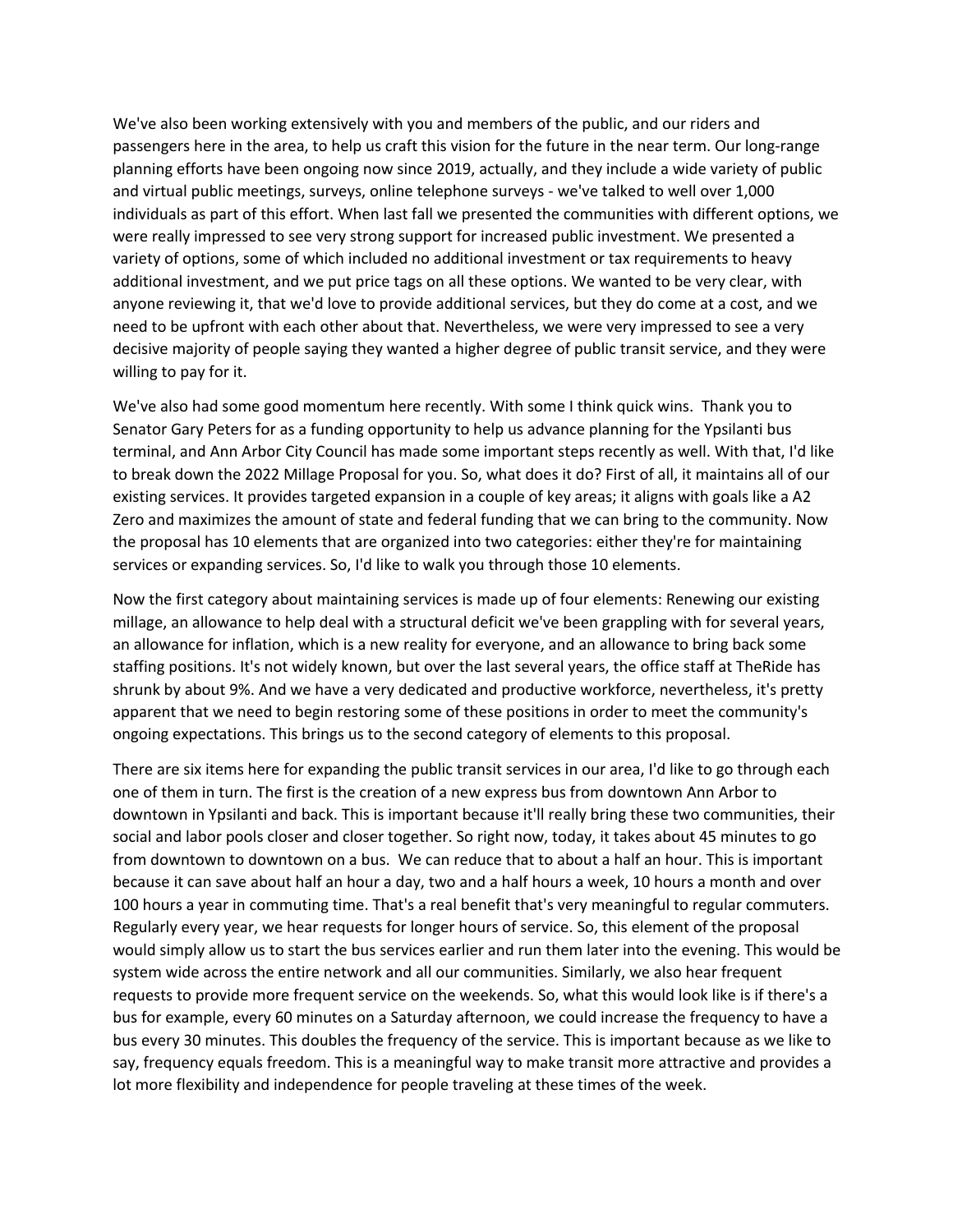We've also been working extensively with you and members of the public, and our riders and passengers here in the area, to help us craft this vision for the future in the near term. Our long-range planning efforts have been ongoing now since 2019, actually, and they include a wide variety of public and virtual public meetings, surveys, online telephone surveys - we've talked to well over 1,000 individuals as part of this effort. When last fall we presented the communities with different options, we were really impressed to see very strong support for increased public investment. We presented a variety of options, some of which included no additional investment or tax requirements to heavy additional investment, and we put price tags on all these options. We wanted to be very clear, with anyone reviewing it, that we'd love to provide additional services, but they do come at a cost, and we need to be upfront with each other about that. Nevertheless, we were very impressed to see a very decisive majority of people saying they wanted a higher degree of public transit service, and they were willing to pay for it.

We've also had some good momentum here recently. With some I think quick wins. Thank you to Senator Gary Peters for as a funding opportunity to help us advance planning for the Ypsilanti bus terminal, and Ann Arbor City Council has made some important steps recently as well. With that, I'd like to break down the 2022 Millage Proposal for you. So, what does it do? First of all, it maintains all of our existing services. It provides targeted expansion in a couple of key areas; it aligns with goals like a A2 Zero and maximizes the amount of state and federal funding that we can bring to the community. Now the proposal has 10 elements that are organized into two categories: either they're for maintaining services or expanding services. So, I'd like to walk you through those 10 elements.

Now the first category about maintaining services is made up of four elements: Renewing our existing millage, an allowance to help deal with a structural deficit we've been grappling with for several years, an allowance for inflation, which is a new reality for everyone, and an allowance to bring back some staffing positions. It's not widely known, but over the last several years, the office staff at TheRide has shrunk by about 9%. And we have a very dedicated and productive workforce, nevertheless, it's pretty apparent that we need to begin restoring some of these positions in order to meet the community's ongoing expectations. This brings us to the second category of elements to this proposal.

There are six items here for expanding the public transit services in our area, I'd like to go through each one of them in turn. The first is the creation of a new express bus from downtown Ann Arbor to downtown in Ypsilanti and back. This is important because it'll really bring these two communities, their social and labor pools closer and closer together. So right now, today, it takes about 45 minutes to go from downtown to downtown on a bus. We can reduce that to about a half an hour. This is important because it can save about half an hour a day, two and a half hours a week, 10 hours a month and over 100 hours a year in commuting time. That's a real benefit that's very meaningful to regular commuters. Regularly every year, we hear requests for longer hours of service. So, this element of the proposal would simply allow us to start the bus services earlier and run them later into the evening. This would be system wide across the entire network and all our communities. Similarly, we also hear frequent requests to provide more frequent service on the weekends. So, what this would look like is if there's a bus for example, every 60 minutes on a Saturday afternoon, we could increase the frequency to have a bus every 30 minutes. This doubles the frequency of the service. This is important because as we like to say, frequency equals freedom. This is a meaningful way to make transit more attractive and provides a lot more flexibility and independence for people traveling at these times of the week.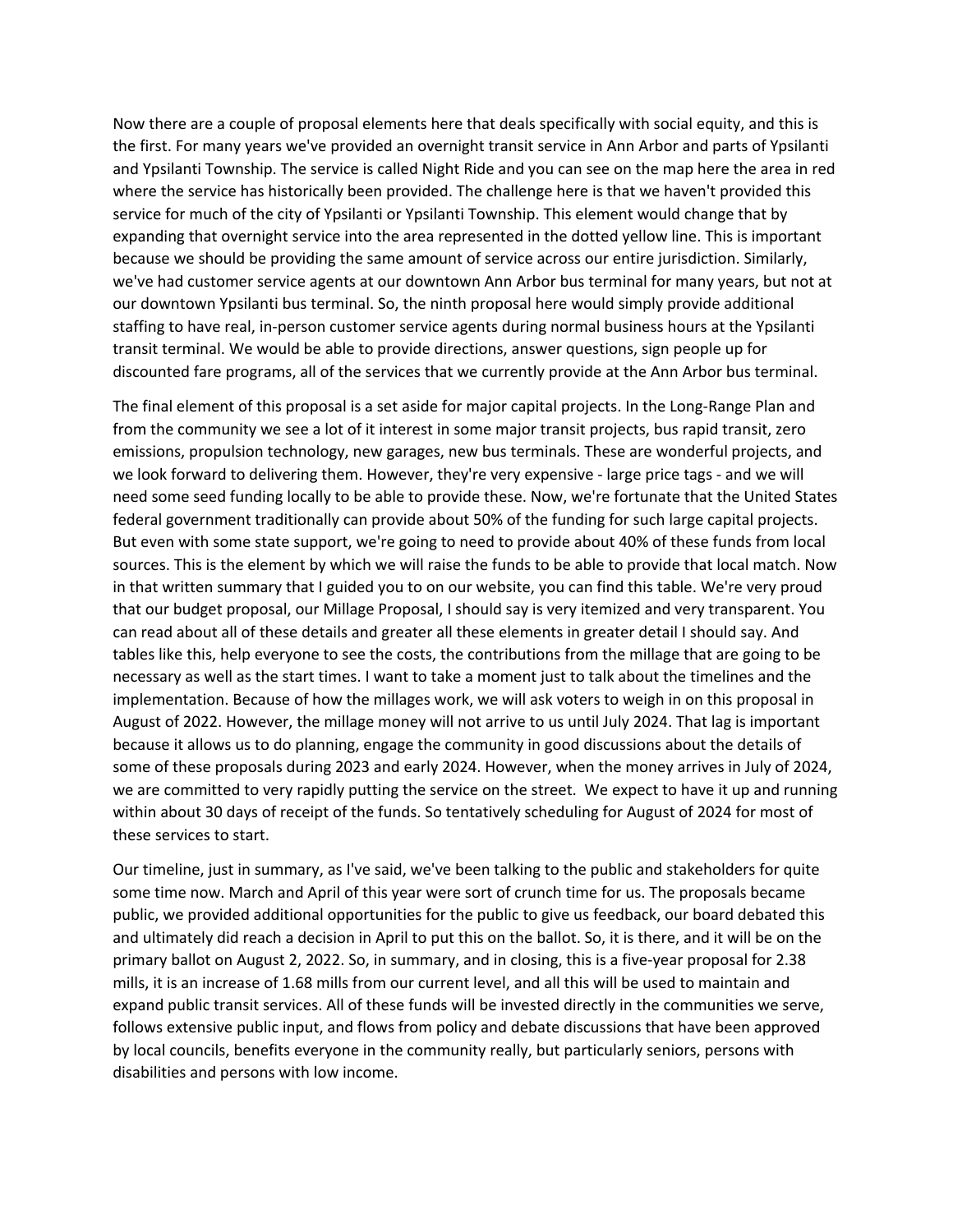Now there are a couple of proposal elements here that deals specifically with social equity, and this is the first. For many years we've provided an overnight transit service in Ann Arbor and parts of Ypsilanti and Ypsilanti Township. The service is called Night Ride and you can see on the map here the area in red where the service has historically been provided. The challenge here is that we haven't provided this service for much of the city of Ypsilanti or Ypsilanti Township. This element would change that by expanding that overnight service into the area represented in the dotted yellow line. This is important because we should be providing the same amount of service across our entire jurisdiction. Similarly, we've had customer service agents at our downtown Ann Arbor bus terminal for many years, but not at our downtown Ypsilanti bus terminal. So, the ninth proposal here would simply provide additional staffing to have real, in-person customer service agents during normal business hours at the Ypsilanti transit terminal. We would be able to provide directions, answer questions, sign people up for discounted fare programs, all of the services that we currently provide at the Ann Arbor bus terminal.

The final element of this proposal is a set aside for major capital projects. In the Long-Range Plan and from the community we see a lot of it interest in some major transit projects, bus rapid transit, zero emissions, propulsion technology, new garages, new bus terminals. These are wonderful projects, and we look forward to delivering them. However, they're very expensive - large price tags - and we will need some seed funding locally to be able to provide these. Now, we're fortunate that the United States federal government traditionally can provide about 50% of the funding for such large capital projects. But even with some state support, we're going to need to provide about 40% of these funds from local sources. This is the element by which we will raise the funds to be able to provide that local match. Now in that written summary that I guided you to on our website, you can find this table. We're very proud that our budget proposal, our Millage Proposal, I should say is very itemized and very transparent. You can read about all of these details and greater all these elements in greater detail I should say. And tables like this, help everyone to see the costs, the contributions from the millage that are going to be necessary as well as the start times. I want to take a moment just to talk about the timelines and the implementation. Because of how the millages work, we will ask voters to weigh in on this proposal in August of 2022. However, the millage money will not arrive to us until July 2024. That lag is important because it allows us to do planning, engage the community in good discussions about the details of some of these proposals during 2023 and early 2024. However, when the money arrives in July of 2024, we are committed to very rapidly putting the service on the street. We expect to have it up and running within about 30 days of receipt of the funds. So tentatively scheduling for August of 2024 for most of these services to start.

Our timeline, just in summary, as I've said, we've been talking to the public and stakeholders for quite some time now. March and April of this year were sort of crunch time for us. The proposals became public, we provided additional opportunities for the public to give us feedback, our board debated this and ultimately did reach a decision in April to put this on the ballot. So, it is there, and it will be on the primary ballot on August 2, 2022. So, in summary, and in closing, this is a five-year proposal for 2.38 mills, it is an increase of 1.68 mills from our current level, and all this will be used to maintain and expand public transit services. All of these funds will be invested directly in the communities we serve, follows extensive public input, and flows from policy and debate discussions that have been approved by local councils, benefits everyone in the community really, but particularly seniors, persons with disabilities and persons with low income.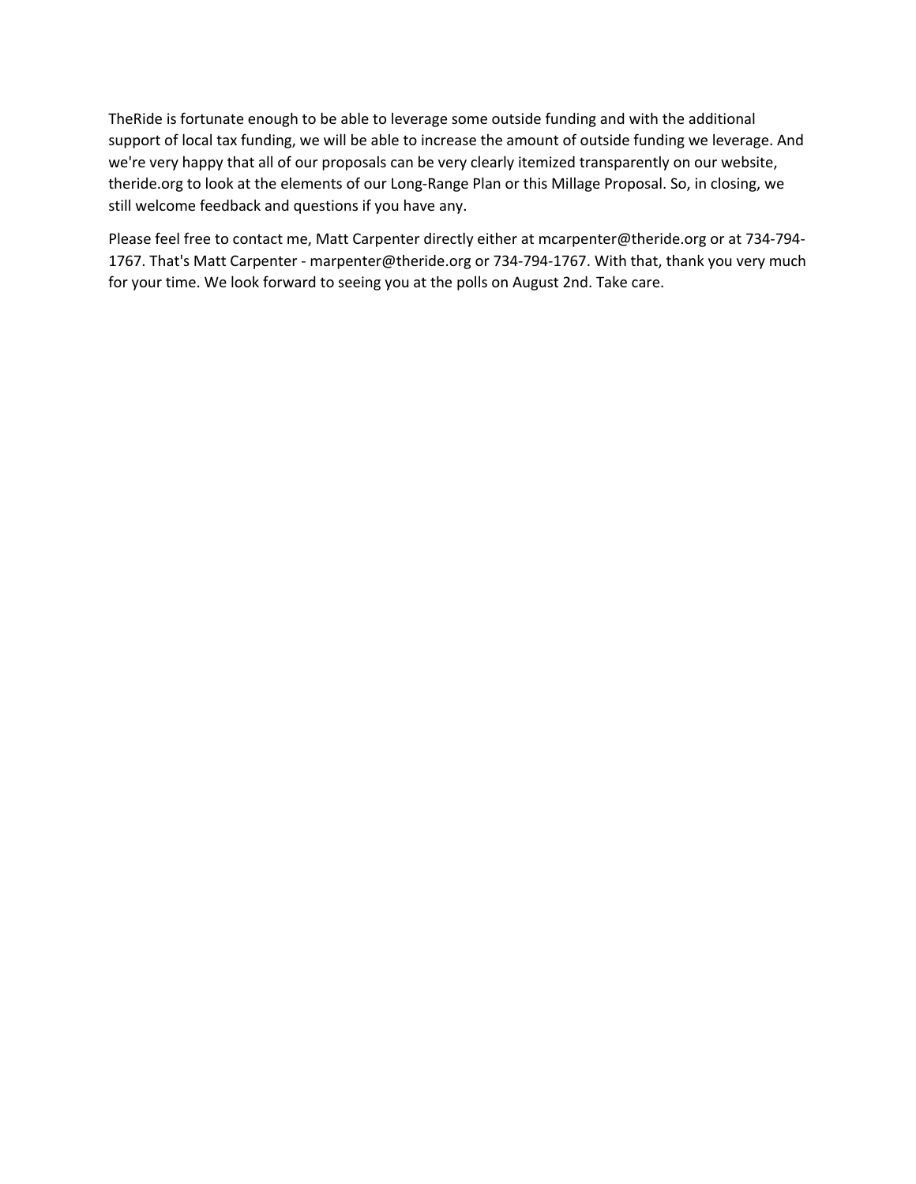TheRide is fortunate enough to be able to leverage some outside funding and with the additional support of local tax funding, we will be able to increase the amount of outside funding we leverage. And we're very happy that all of our proposals can be very clearly itemized transparently on our website, theride.org to look at the elements of our Long-Range Plan or this Millage Proposal. So, in closing, we still welcome feedback and questions if you have any.

Please feel free to contact me, Matt Carpenter directly either at mcarpenter@theride.org or at 734-794-1767. That's Matt Carpenter - marpenter@theride.org or 734-794-1767. With that, thank you very much for your time. We look forward to seeing you at the polls on August 2nd. Take care.